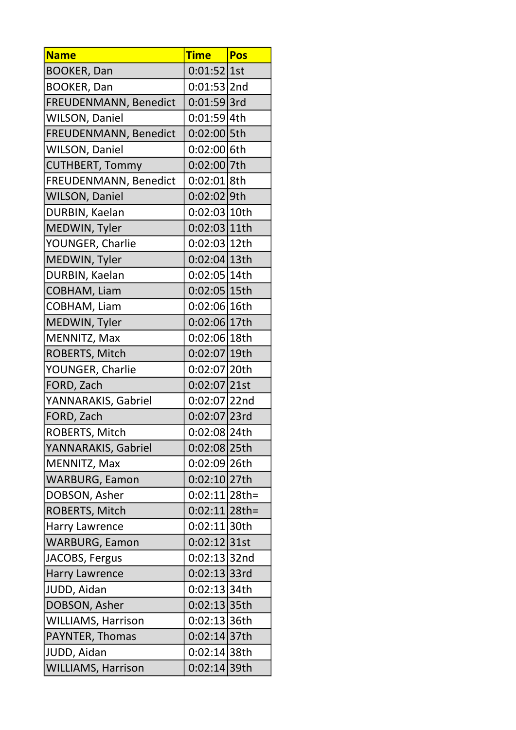| Name | Time | Pos |
|---|---|---|
| BOOKER, Dan | 0:01:52 | 1st |
| BOOKER, Dan | 0:01:53 | 2nd |
| FREUDENMANN, Benedict | 0:01:59 | 3rd |
| WILSON, Daniel | 0:01:59 | 4th |
| FREUDENMANN, Benedict | 0:02:00 | 5th |
| WILSON, Daniel | 0:02:00 | 6th |
| CUTHBERT, Tommy | 0:02:00 | 7th |
| FREUDENMANN, Benedict | 0:02:01 | 8th |
| WILSON, Daniel | 0:02:02 | 9th |
| DURBIN, Kaelan | 0:02:03 | 10th |
| MEDWIN, Tyler | 0:02:03 | 11th |
| YOUNGER, Charlie | 0:02:03 | 12th |
| MEDWIN, Tyler | 0:02:04 | 13th |
| DURBIN, Kaelan | 0:02:05 | 14th |
| COBHAM, Liam | 0:02:05 | 15th |
| COBHAM, Liam | 0:02:06 | 16th |
| MEDWIN, Tyler | 0:02:06 | 17th |
| MENNITZ, Max | 0:02:06 | 18th |
| ROBERTS, Mitch | 0:02:07 | 19th |
| YOUNGER, Charlie | 0:02:07 | 20th |
| FORD, Zach | 0:02:07 | 21st |
| YANNARAKIS, Gabriel | 0:02:07 | 22nd |
| FORD, Zach | 0:02:07 | 23rd |
| ROBERTS, Mitch | 0:02:08 | 24th |
| YANNARAKIS, Gabriel | 0:02:08 | 25th |
| MENNITZ, Max | 0:02:09 | 26th |
| WARBURG, Eamon | 0:02:10 | 27th |
| DOBSON, Asher | 0:02:11 | 28th= |
| ROBERTS, Mitch | 0:02:11 | 28th= |
| Harry Lawrence | 0:02:11 | 30th |
| WARBURG, Eamon | 0:02:12 | 31st |
| JACOBS, Fergus | 0:02:13 | 32nd |
| Harry Lawrence | 0:02:13 | 33rd |
| JUDD, Aidan | 0:02:13 | 34th |
| DOBSON, Asher | 0:02:13 | 35th |
| WILLIAMS, Harrison | 0:02:13 | 36th |
| PAYNTER, Thomas | 0:02:14 | 37th |
| JUDD, Aidan | 0:02:14 | 38th |
| WILLIAMS, Harrison | 0:02:14 | 39th |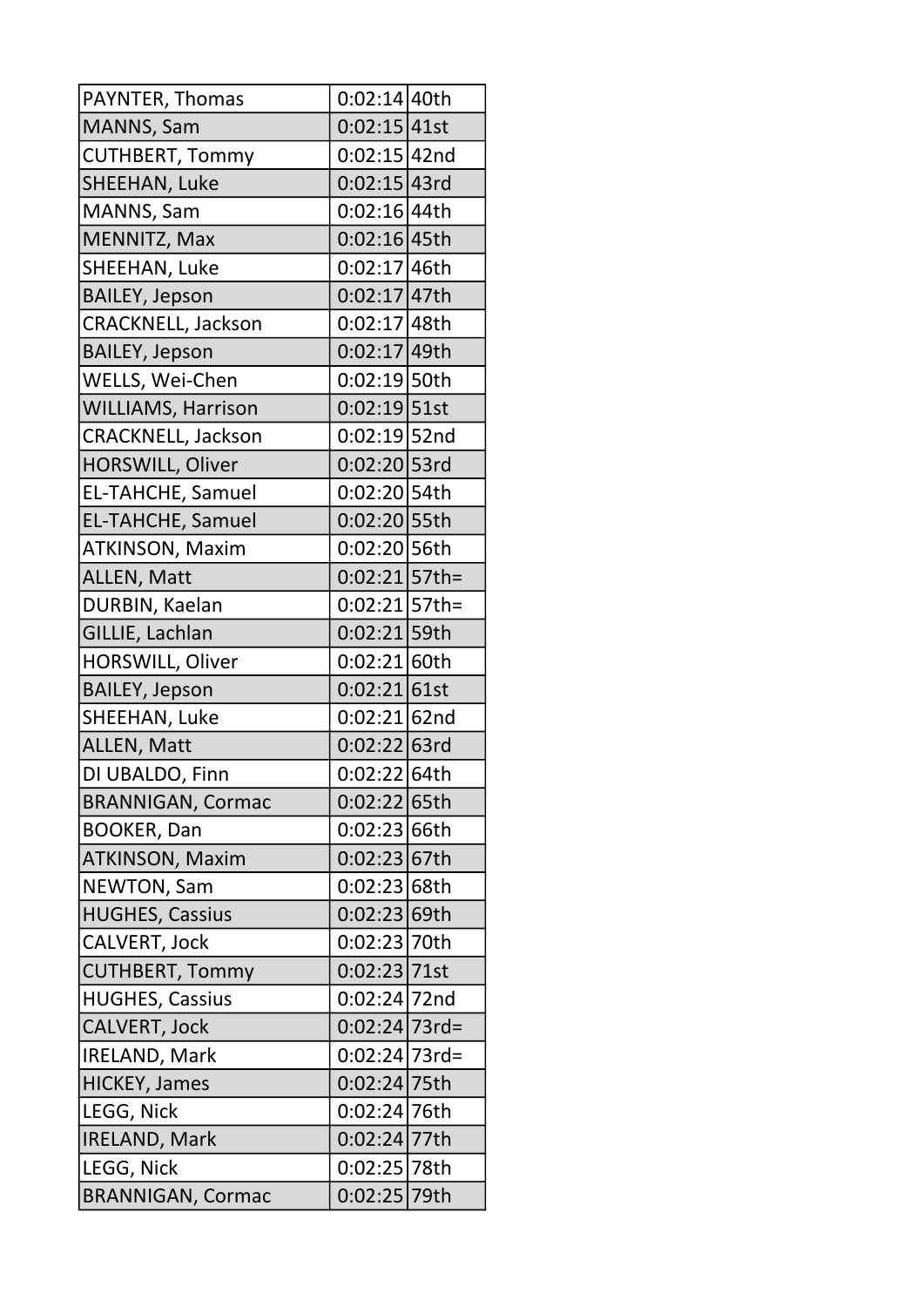| PAYNTER, Thomas | 0:02:14 | 40th |
|---|---|---|
| MANNS, Sam | 0:02:15 | 41st |
| CUTHBERT, Tommy | 0:02:15 | 42nd |
| SHEEHAN, Luke | 0:02:15 | 43rd |
| MANNS, Sam | 0:02:16 | 44th |
| MENNITZ, Max | 0:02:16 | 45th |
| SHEEHAN, Luke | 0:02:17 | 46th |
| BAILEY, Jepson | 0:02:17 | 47th |
| CRACKNELL, Jackson | 0:02:17 | 48th |
| BAILEY, Jepson | 0:02:17 | 49th |
| WELLS, Wei-Chen | 0:02:19 | 50th |
| WILLIAMS, Harrison | 0:02:19 | 51st |
| CRACKNELL, Jackson | 0:02:19 | 52nd |
| HORSWILL, Oliver | 0:02:20 | 53rd |
| EL-TAHCHE, Samuel | 0:02:20 | 54th |
| EL-TAHCHE, Samuel | 0:02:20 | 55th |
| ATKINSON, Maxim | 0:02:20 | 56th |
| ALLEN, Matt | 0:02:21 | 57th= |
| DURBIN, Kaelan | 0:02:21 | 57th= |
| GILLIE, Lachlan | 0:02:21 | 59th |
| HORSWILL, Oliver | 0:02:21 | 60th |
| BAILEY, Jepson | 0:02:21 | 61st |
| SHEEHAN, Luke | 0:02:21 | 62nd |
| ALLEN, Matt | 0:02:22 | 63rd |
| DI UBALDO, Finn | 0:02:22 | 64th |
| BRANNIGAN, Cormac | 0:02:22 | 65th |
| BOOKER, Dan | 0:02:23 | 66th |
| ATKINSON, Maxim | 0:02:23 | 67th |
| NEWTON, Sam | 0:02:23 | 68th |
| HUGHES, Cassius | 0:02:23 | 69th |
| CALVERT, Jock | 0:02:23 | 70th |
| CUTHBERT, Tommy | 0:02:23 | 71st |
| HUGHES, Cassius | 0:02:24 | 72nd |
| CALVERT, Jock | 0:02:24 | 73rd= |
| IRELAND, Mark | 0:02:24 | 73rd= |
| HICKEY, James | 0:02:24 | 75th |
| LEGG, Nick | 0:02:24 | 76th |
| IRELAND, Mark | 0:02:24 | 77th |
| LEGG, Nick | 0:02:25 | 78th |
| BRANNIGAN, Cormac | 0:02:25 | 79th |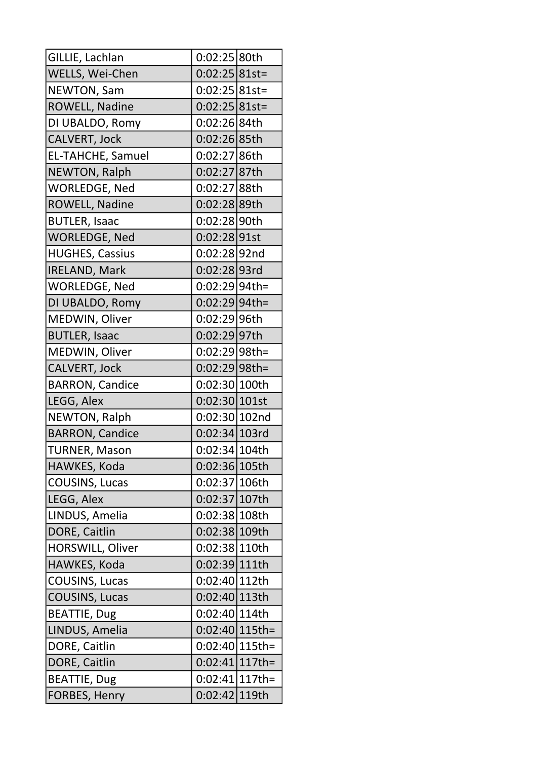| | | |
|---|---|---|
| GILLIE, Lachlan | 0:02:25 | 80th |
| WELLS, Wei-Chen | 0:02:25 | 81st= |
| NEWTON, Sam | 0:02:25 | 81st= |
| ROWELL, Nadine | 0:02:25 | 81st= |
| DI UBALDO, Romy | 0:02:26 | 84th |
| CALVERT, Jock | 0:02:26 | 85th |
| EL-TAHCHE, Samuel | 0:02:27 | 86th |
| NEWTON, Ralph | 0:02:27 | 87th |
| WORLEDGE, Ned | 0:02:27 | 88th |
| ROWELL, Nadine | 0:02:28 | 89th |
| BUTLER, Isaac | 0:02:28 | 90th |
| WORLEDGE, Ned | 0:02:28 | 91st |
| HUGHES, Cassius | 0:02:28 | 92nd |
| IRELAND, Mark | 0:02:28 | 93rd |
| WORLEDGE, Ned | 0:02:29 | 94th= |
| DI UBALDO, Romy | 0:02:29 | 94th= |
| MEDWIN, Oliver | 0:02:29 | 96th |
| BUTLER, Isaac | 0:02:29 | 97th |
| MEDWIN, Oliver | 0:02:29 | 98th= |
| CALVERT, Jock | 0:02:29 | 98th= |
| BARRON, Candice | 0:02:30 | 100th |
| LEGG, Alex | 0:02:30 | 101st |
| NEWTON, Ralph | 0:02:30 | 102nd |
| BARRON, Candice | 0:02:34 | 103rd |
| TURNER, Mason | 0:02:34 | 104th |
| HAWKES, Koda | 0:02:36 | 105th |
| COUSINS, Lucas | 0:02:37 | 106th |
| LEGG, Alex | 0:02:37 | 107th |
| LINDUS, Amelia | 0:02:38 | 108th |
| DORE, Caitlin | 0:02:38 | 109th |
| HORSWILL, Oliver | 0:02:38 | 110th |
| HAWKES, Koda | 0:02:39 | 111th |
| COUSINS, Lucas | 0:02:40 | 112th |
| COUSINS, Lucas | 0:02:40 | 113th |
| BEATTIE, Dug | 0:02:40 | 114th |
| LINDUS, Amelia | 0:02:40 | 115th= |
| DORE, Caitlin | 0:02:40 | 115th= |
| DORE, Caitlin | 0:02:41 | 117th= |
| BEATTIE, Dug | 0:02:41 | 117th= |
| FORBES, Henry | 0:02:42 | 119th |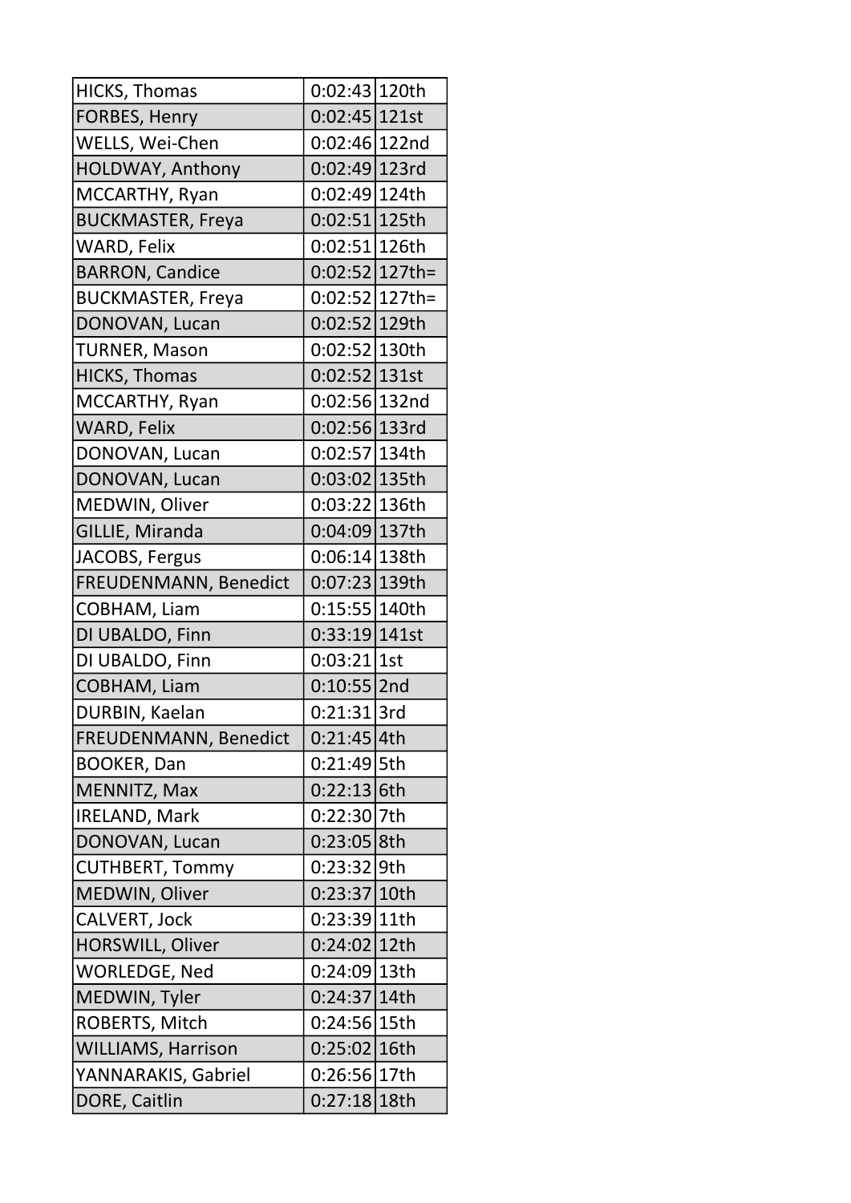| | | |
|---|---|---|
| HICKS, Thomas | 0:02:43 | 120th |
| FORBES, Henry | 0:02:45 | 121st |
| WELLS, Wei-Chen | 0:02:46 | 122nd |
| HOLDWAY, Anthony | 0:02:49 | 123rd |
| MCCARTHY, Ryan | 0:02:49 | 124th |
| BUCKMASTER, Freya | 0:02:51 | 125th |
| WARD, Felix | 0:02:51 | 126th |
| BARRON, Candice | 0:02:52 | 127th= |
| BUCKMASTER, Freya | 0:02:52 | 127th= |
| DONOVAN, Lucan | 0:02:52 | 129th |
| TURNER, Mason | 0:02:52 | 130th |
| HICKS, Thomas | 0:02:52 | 131st |
| MCCARTHY, Ryan | 0:02:56 | 132nd |
| WARD, Felix | 0:02:56 | 133rd |
| DONOVAN, Lucan | 0:02:57 | 134th |
| DONOVAN, Lucan | 0:03:02 | 135th |
| MEDWIN, Oliver | 0:03:22 | 136th |
| GILLIE, Miranda | 0:04:09 | 137th |
| JACOBS, Fergus | 0:06:14 | 138th |
| FREUDENMANN, Benedict | 0:07:23 | 139th |
| COBHAM, Liam | 0:15:55 | 140th |
| DI UBALDO, Finn | 0:33:19 | 141st |
| DI UBALDO, Finn | 0:03:21 | 1st |
| COBHAM, Liam | 0:10:55 | 2nd |
| DURBIN, Kaelan | 0:21:31 | 3rd |
| FREUDENMANN, Benedict | 0:21:45 | 4th |
| BOOKER, Dan | 0:21:49 | 5th |
| MENNITZ, Max | 0:22:13 | 6th |
| IRELAND, Mark | 0:22:30 | 7th |
| DONOVAN, Lucan | 0:23:05 | 8th |
| CUTHBERT, Tommy | 0:23:32 | 9th |
| MEDWIN, Oliver | 0:23:37 | 10th |
| CALVERT, Jock | 0:23:39 | 11th |
| HORSWILL, Oliver | 0:24:02 | 12th |
| WORLEDGE, Ned | 0:24:09 | 13th |
| MEDWIN, Tyler | 0:24:37 | 14th |
| ROBERTS, Mitch | 0:24:56 | 15th |
| WILLIAMS, Harrison | 0:25:02 | 16th |
| YANNARAKIS, Gabriel | 0:26:56 | 17th |
| DORE, Caitlin | 0:27:18 | 18th |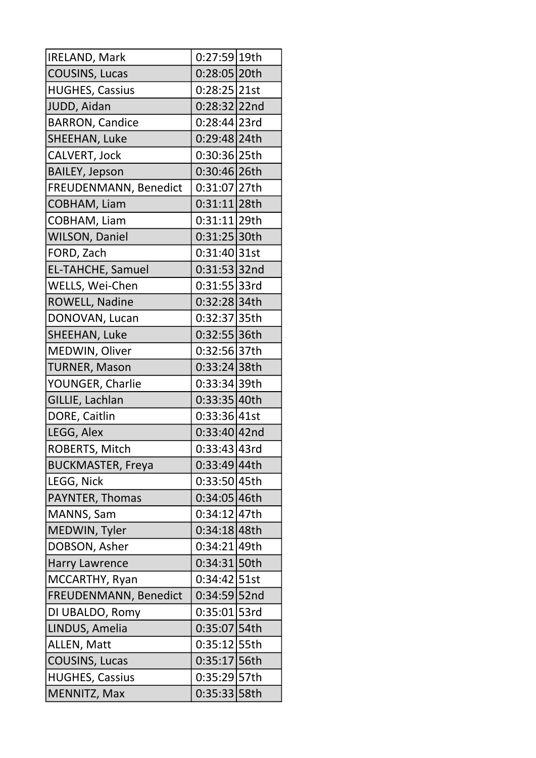| IRELAND, Mark | 0:27:59 | 19th |
|---|---|---|
| COUSINS, Lucas | 0:28:05 | 20th |
| HUGHES, Cassius | 0:28:25 | 21st |
| JUDD, Aidan | 0:28:32 | 22nd |
| BARRON, Candice | 0:28:44 | 23rd |
| SHEEHAN, Luke | 0:29:48 | 24th |
| CALVERT, Jock | 0:30:36 | 25th |
| BAILEY, Jepson | 0:30:46 | 26th |
| FREUDENMANN, Benedict | 0:31:07 | 27th |
| COBHAM, Liam | 0:31:11 | 28th |
| COBHAM, Liam | 0:31:11 | 29th |
| WILSON, Daniel | 0:31:25 | 30th |
| FORD, Zach | 0:31:40 | 31st |
| EL-TAHCHE, Samuel | 0:31:53 | 32nd |
| WELLS, Wei-Chen | 0:31:55 | 33rd |
| ROWELL, Nadine | 0:32:28 | 34th |
| DONOVAN, Lucan | 0:32:37 | 35th |
| SHEEHAN, Luke | 0:32:55 | 36th |
| MEDWIN, Oliver | 0:32:56 | 37th |
| TURNER, Mason | 0:33:24 | 38th |
| YOUNGER, Charlie | 0:33:34 | 39th |
| GILLIE, Lachlan | 0:33:35 | 40th |
| DORE, Caitlin | 0:33:36 | 41st |
| LEGG, Alex | 0:33:40 | 42nd |
| ROBERTS, Mitch | 0:33:43 | 43rd |
| BUCKMASTER, Freya | 0:33:49 | 44th |
| LEGG, Nick | 0:33:50 | 45th |
| PAYNTER, Thomas | 0:34:05 | 46th |
| MANNS, Sam | 0:34:12 | 47th |
| MEDWIN, Tyler | 0:34:18 | 48th |
| DOBSON, Asher | 0:34:21 | 49th |
| Harry Lawrence | 0:34:31 | 50th |
| MCCARTHY, Ryan | 0:34:42 | 51st |
| FREUDENMANN, Benedict | 0:34:59 | 52nd |
| DI UBALDO, Romy | 0:35:01 | 53rd |
| LINDUS, Amelia | 0:35:07 | 54th |
| ALLEN, Matt | 0:35:12 | 55th |
| COUSINS, Lucas | 0:35:17 | 56th |
| HUGHES, Cassius | 0:35:29 | 57th |
| MENNITZ, Max | 0:35:33 | 58th |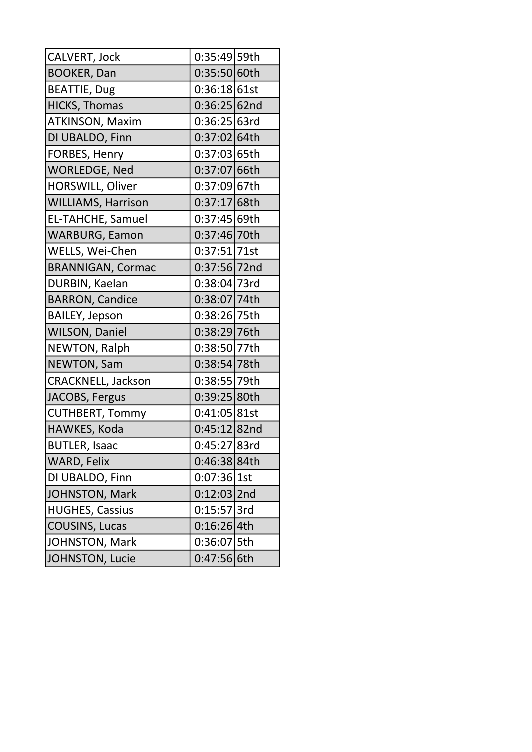| | | |
|---|---|---|
| CALVERT, Jock | 0:35:49 | 59th |
| BOOKER, Dan | 0:35:50 | 60th |
| BEATTIE, Dug | 0:36:18 | 61st |
| HICKS, Thomas | 0:36:25 | 62nd |
| ATKINSON, Maxim | 0:36:25 | 63rd |
| DI UBALDO, Finn | 0:37:02 | 64th |
| FORBES, Henry | 0:37:03 | 65th |
| WORLEDGE, Ned | 0:37:07 | 66th |
| HORSWILL, Oliver | 0:37:09 | 67th |
| WILLIAMS, Harrison | 0:37:17 | 68th |
| EL-TAHCHE, Samuel | 0:37:45 | 69th |
| WARBURG, Eamon | 0:37:46 | 70th |
| WELLS, Wei-Chen | 0:37:51 | 71st |
| BRANNIGAN, Cormac | 0:37:56 | 72nd |
| DURBIN, Kaelan | 0:38:04 | 73rd |
| BARRON, Candice | 0:38:07 | 74th |
| BAILEY, Jepson | 0:38:26 | 75th |
| WILSON, Daniel | 0:38:29 | 76th |
| NEWTON, Ralph | 0:38:50 | 77th |
| NEWTON, Sam | 0:38:54 | 78th |
| CRACKNELL, Jackson | 0:38:55 | 79th |
| JACOBS, Fergus | 0:39:25 | 80th |
| CUTHBERT, Tommy | 0:41:05 | 81st |
| HAWKES, Koda | 0:45:12 | 82nd |
| BUTLER, Isaac | 0:45:27 | 83rd |
| WARD, Felix | 0:46:38 | 84th |
| DI UBALDO, Finn | 0:07:36 | 1st |
| JOHNSTON, Mark | 0:12:03 | 2nd |
| HUGHES, Cassius | 0:15:57 | 3rd |
| COUSINS, Lucas | 0:16:26 | 4th |
| JOHNSTON, Mark | 0:36:07 | 5th |
| JOHNSTON, Lucie | 0:47:56 | 6th |